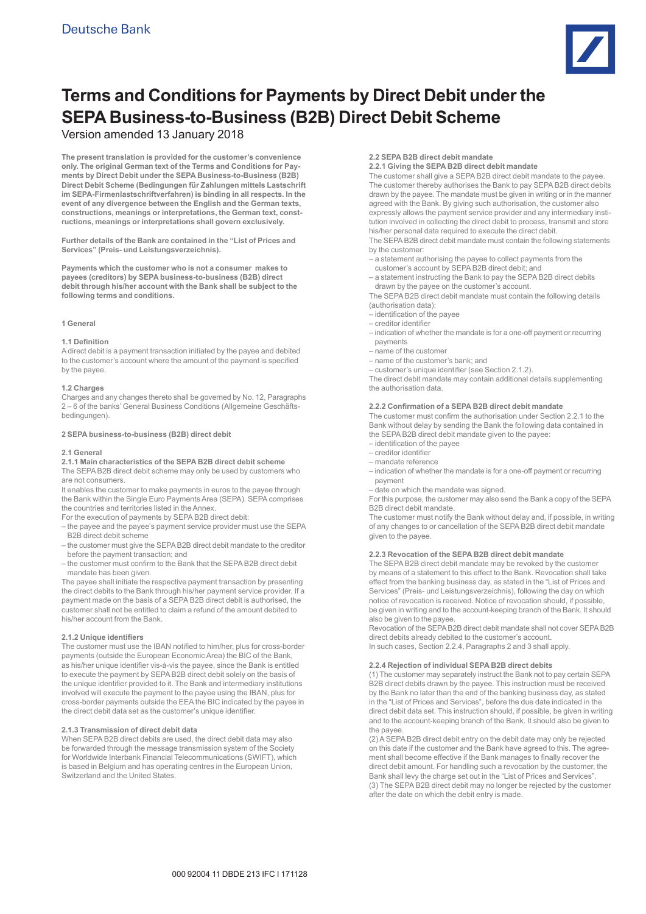Deutsche Bank

# Terms and Conditions for Payments by Direct Debit under the SEPA Business-to-Business (B2B) Direct Debit Scheme

Version amended 13 January 2018

**The present translation is provided for the customer's convenience only. The original German text of the Terms and Conditions for Payments by Direct Debit under the SEPA Business-to-Business (B2B) Direct Debit Scheme (Bedingungen für Zahlungen mittels Lastschrift im SEPA-Firmenlastschriftverfahren) is binding in all respects. In the event of any divergence between the English and the German texts, constructions, meanings or interpretations, the German text, constructions, meanings or interpretations shall govern exclusively.**

**Further details of the Bank are contained in the "List of Prices and Services" (Preis- und Leistungsverzeichnis).**

**Payments which the customer who is not a consumer makes to payees (creditors) by SEPA business-to-business (B2B) direct debit through his/her account with the Bank shall be subject to the following terms and conditions.**

## 1 General

### 1.1 Definition

A direct debit is a payment transaction initiated by the payee and debited to the customer's account where the amount of the payment is specified by the payee.

### 1.2 Charges

Charges and any changes thereto shall be governed by No. 12, Paragraphs 2 – 6 of the banks' General Business Conditions (Allgemeine Geschäftsbedingungen).

## 2 SEPA business-to-business (B2B) direct debit

### 2.1 General

#### 2.1.1 Main characteristics of the SEPA B2B direct debit scheme

The SEPA B2B direct debit scheme may only be used by customers who are not consumers.

It enables the customer to make payments in euros to the payee through the Bank within the Single Euro Payments Area (SEPA). SEPA comprises the countries and territories listed in the Annex.

For the execution of payments by SEPA B2B direct debit:

- the payee and the payee's payment service provider must use the SEPA B2B direct debit scheme
- the customer must give the SEPA B2B direct debit mandate to the creditor before the payment transaction; and
- the customer must confirm to the Bank that the SEPA B2B direct debit mandate has been given.

The payee shall initiate the respective payment transaction by presenting the direct debits to the Bank through his/her payment service provider. If a payment made on the basis of a SEPA B2B direct debit is authorised, the customer shall not be entitled to claim a refund of the amount debited to his/her account from the Bank.

#### 2.1.2 Unique identifiers

The customer must use the IBAN notified to him/her, plus for cross-border payments (outside the European Economic Area) the BIC of the Bank, as his/her unique identifier vis-à-vis the payee, since the Bank is entitled to execute the payment by SEPA B2B direct debit solely on the basis of the unique identifier provided to it. The Bank and intermediary institutions involved will execute the payment to the payee using the IBAN, plus for cross-border payments outside the EEA the BIC indicated by the payee in the direct debit data set as the customer's unique identifier.

#### 2.1.3 Transmission of direct debit data

When SEPA B2B direct debits are used, the direct debit data may also be forwarded through the message transmission system of the Society for Worldwide Interbank Financial Telecommunications (SWIFT), which is based in Belgium and has operating centres in the European Union, Switzerland and the United States.

### 2.2 SEPA B2B direct debit mandate

#### 2.2.1 Giving the SEPA B2B direct debit mandate

The customer shall give a SEPA B2B direct debit mandate to the payee. The customer thereby authorises the Bank to pay SEPA B2B direct debits drawn by the payee. The mandate must be given in writing or in the manner agreed with the Bank. By giving such authorisation, the customer also expressly allows the payment service provider and any intermediary institution involved in collecting the direct debit to process, transmit and store his/her personal data required to execute the direct debit.

The SEPA B2B direct debit mandate must contain the following statements by the customer:

- a statement authorising the payee to collect payments from the customer's account by SEPA B2B direct debit; and
- a statement instructing the Bank to pay the SEPA B2B direct debits drawn by the payee on the customer's account.

The SEPA B2B direct debit mandate must contain the following details (authorisation data):

- identification of the payee
- creditor identifier
- indication of whether the mandate is for a one-off payment or recurring payments
- name of the customer
- name of the customer's bank; and
- customer's unique identifier (see Section 2.1.2).

The direct debit mandate may contain additional details supplementing the authorisation data.

#### 2.2.2 Confirmation of a SEPA B2B direct debit mandate

The customer must confirm the authorisation under Section 2.2.1 to the Bank without delay by sending the Bank the following data contained in the SEPA B2B direct debit mandate given to the payee:

- identification of the payee
- creditor identifier
- mandate reference
- indication of whether the mandate is for a one-off payment or recurring payment
- date on which the mandate was signed.

For this purpose, the customer may also send the Bank a copy of the SEPA B2B direct debit mandate.

The customer must notify the Bank without delay and, if possible, in writing of any changes to or cancellation of the SEPA B2B direct debit mandate given to the payee.

#### 2.2.3 Revocation of the SEPA B2B direct debit mandate

The SEPA B2B direct debit mandate may be revoked by the customer by means of a statement to this effect to the Bank. Revocation shall take effect from the banking business day, as stated in the "List of Prices and Services" (Preis- und Leistungsverzeichnis), following the day on which notice of revocation is received. Notice of revocation should, if possible, be given in writing and to the account-keeping branch of the Bank. It should also be given to the payee.

Revocation of the SEPA B2B direct debit mandate shall not cover SEPA B2B direct debits already debited to the customer's account.

In such cases, Section 2.2.4, Paragraphs 2 and 3 shall apply.

#### 2.2.4 Rejection of individual SEPA B2B direct debits

(1) The customer may separately instruct the Bank not to pay certain SEPA B2B direct debits drawn by the payee. This instruction must be received by the Bank no later than the end of the banking business day, as stated in the "List of Prices and Services", before the due date indicated in the direct debit data set. This instruction should, if possible, be given in writing and to the account-keeping branch of the Bank. It should also be given to the payee.

(2) A SEPA B2B direct debit entry on the debit date may only be rejected on this date if the customer and the Bank have agreed to this. The agreement shall become effective if the Bank manages to finally recover the direct debit amount. For handling such a revocation by the customer, the Bank shall levy the charge set out in the "List of Prices and Services".

(3) The SEPA B2B direct debit may no longer be rejected by the customer after the date on which the debit entry is made.

000 92004 11 DBDE 213 IFC I 171128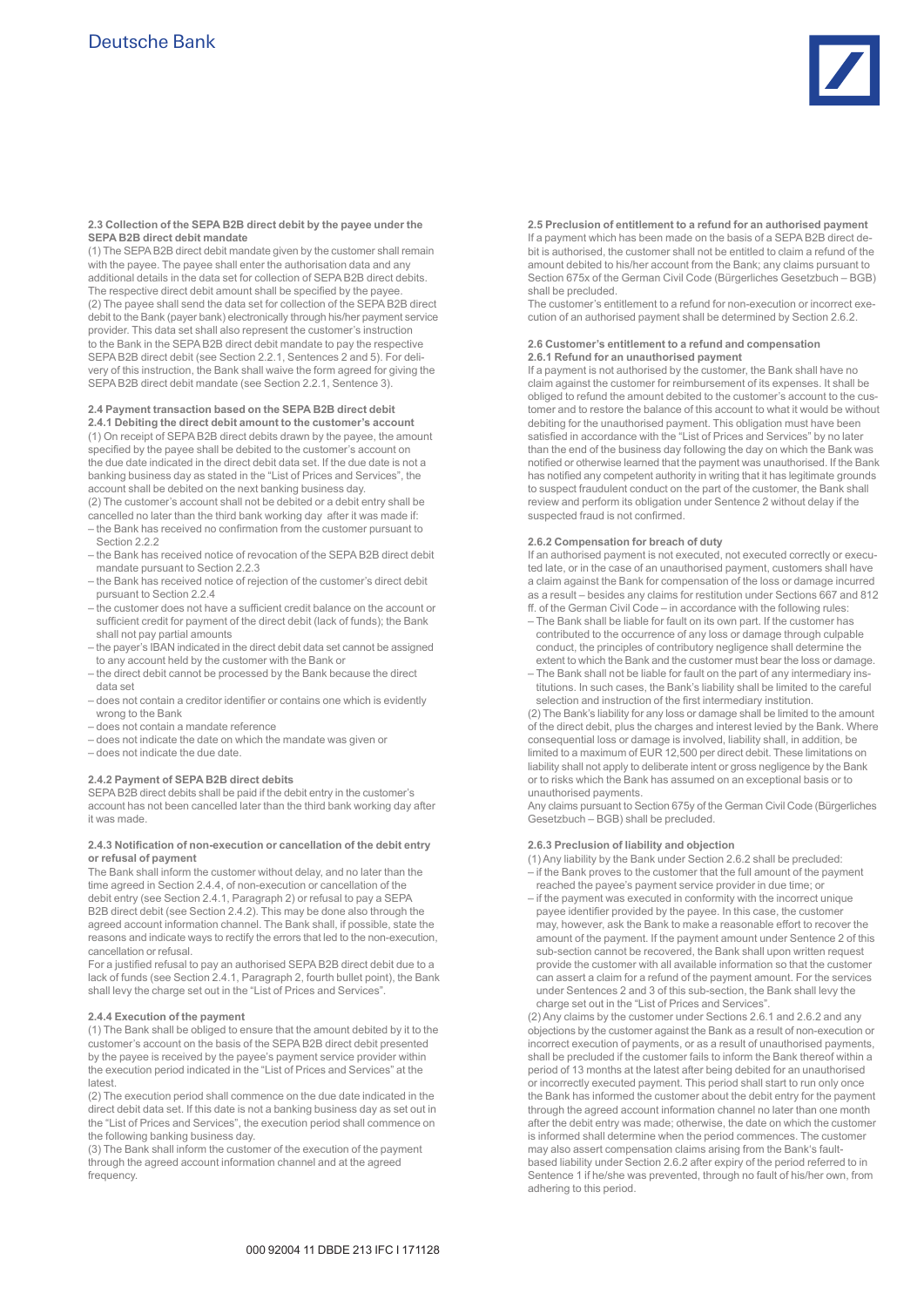**2.3 Collection of the SEPA B2B direct debit by the payee under the SEPA B2B direct debit mandate**

(1) The SEPA B2B direct debit mandate given by the customer shall remain with the payee. The payee shall enter the authorisation data and any additional details in the data set for collection of SEPA B2B direct debits. The respective direct debit amount shall be specified by the payee.

(2) The payee shall send the data set for collection of the SEPA B2B direct debit to the Bank (payer bank) electronically through his/her payment service provider. This data set shall also represent the customer's instruction to the Bank in the SEPA B2B direct debit mandate to pay the respective SEPA B2B direct debit (see Section 2.2.1, Sentences 2 and 5). For delivery of this instruction, the Bank shall waive the form agreed for giving the SEPA B2B direct debit mandate (see Section 2.2.1, Sentence 3).

**2.4 Payment transaction based on the SEPA B2B direct debit**

**2.4.1 Debiting the direct debit amount to the customer's account**

(1) On receipt of SEPA B2B direct debits drawn by the payee, the amount specified by the payee shall be debited to the customer's account on the due date indicated in the direct debit data set. If the due date is not a banking business day as stated in the "List of Prices and Services", the account shall be debited on the next banking business day.

(2) The customer's account shall not be debited or a debit entry shall be cancelled no later than the third bank working day after it was made if:

- the Bank has received no confirmation from the customer pursuant to Section 2.2.2
- the Bank has received notice of revocation of the SEPA B2B direct debit mandate pursuant to Section 2.2.3
- the Bank has received notice of rejection of the customer's direct debit pursuant to Section 2.2.4
- the customer does not have a sufficient credit balance on the account or sufficient credit for payment of the direct debit (lack of funds); the Bank shall not pay partial amounts
- the payer's IBAN indicated in the direct debit data set cannot be assigned to any account held by the customer with the Bank or
- the direct debit cannot be processed by the Bank because the direct data set
- does not contain a creditor identifier or contains one which is evidently wrong to the Bank
- does not contain a mandate reference
- does not indicate the date on which the mandate was given or
- does not indicate the due date.

**2.4.2 Payment of SEPA B2B direct debits**

SEPA B2B direct debits shall be paid if the debit entry in the customer's account has not been cancelled later than the third bank working day after it was made.

**2.4.3 Notification of non-execution or cancellation of the debit entry or refusal of payment**

The Bank shall inform the customer without delay, and no later than the time agreed in Section 2.4.4, of non-execution or cancellation of the debit entry (see Section 2.4.1, Paragraph 2) or refusal to pay a SEPA B2B direct debit (see Section 2.4.2). This may be done also through the agreed account information channel. The Bank shall, if possible, state the reasons and indicate ways to rectify the errors that led to the non-execution, cancellation or refusal.

For a justified refusal to pay an authorised SEPA B2B direct debit due to a lack of funds (see Section 2.4.1, Paragraph 2, fourth bullet point), the Bank shall levy the charge set out in the "List of Prices and Services".

**2.4.4 Execution of the payment**

(1) The Bank shall be obliged to ensure that the amount debited by it to the customer's account on the basis of the SEPA B2B direct debit presented by the payee is received by the payee's payment service provider within the execution period indicated in the "List of Prices and Services" at the latest.

(2) The execution period shall commence on the due date indicated in the direct debit data set. If this date is not a banking business day as set out in the "List of Prices and Services", the execution period shall commence on the following banking business day.

(3) The Bank shall inform the customer of the execution of the payment through the agreed account information channel and at the agreed frequency.

**2.5 Preclusion of entitlement to a refund for an authorised payment**

If a payment which has been made on the basis of a SEPA B2B direct debit is authorised, the customer shall not be entitled to claim a refund of the amount debited to his/her account from the Bank; any claims pursuant to Section 675x of the German Civil Code (Bürgerliches Gesetzbuch – BGB) shall be precluded.

The customer's entitlement to a refund for non-execution or incorrect execution of an authorised payment shall be determined by Section 2.6.2.

**2.6 Customer's entitlement to a refund and compensation**

**2.6.1 Refund for an unauthorised payment**

If a payment is not authorised by the customer, the Bank shall have no claim against the customer for reimbursement of its expenses. It shall be obliged to refund the amount debited to the customer's account to the customer and to restore the balance of this account to what it would be without debiting for the unauthorised payment. This obligation must have been satisfied in accordance with the "List of Prices and Services" by no later than the end of the business day following the day on which the Bank was notified or otherwise learned that the payment was unauthorised. If the Bank has notified any competent authority in writing that it has legitimate grounds to suspect fraudulent conduct on the part of the customer, the Bank shall review and perform its obligation under Sentence 2 without delay if the suspected fraud is not confirmed.

**2.6.2 Compensation for breach of duty**

If an authorised payment is not executed, not executed correctly or executed late, or in the case of an unauthorised payment, customers shall have a claim against the Bank for compensation of the loss or damage incurred as a result – besides any claims for restitution under Sections 667 and 812 ff. of the German Civil Code – in accordance with the following rules:

- The Bank shall be liable for fault on its own part. If the customer has contributed to the occurrence of any loss or damage through culpable conduct, the principles of contributory negligence shall determine the extent to which the Bank and the customer must bear the loss or damage.
- The Bank shall not be liable for fault on the part of any intermediary institutions. In such cases, the Bank's liability shall be limited to the careful selection and instruction of the first intermediary institution.

(2) The Bank's liability for any loss or damage shall be limited to the amount of the direct debit, plus the charges and interest levied by the Bank. Where consequential loss or damage is involved, liability shall, in addition, be limited to a maximum of EUR 12,500 per direct debit. These limitations on liability shall not apply to deliberate intent or gross negligence by the Bank or to risks which the Bank has assumed on an exceptional basis or to unauthorised payments.

Any claims pursuant to Section 675y of the German Civil Code (Bürgerliches Gesetzbuch – BGB) shall be precluded.

**2.6.3 Preclusion of liability and objection**

(1) Any liability by the Bank under Section 2.6.2 shall be precluded:

- if the Bank proves to the customer that the full amount of the payment reached the payee's payment service provider in due time; or
- if the payment was executed in conformity with the incorrect unique payee identifier provided by the payee. In this case, the customer may, however, ask the Bank to make a reasonable effort to recover the amount of the payment. If the payment amount under Sentence 2 of this sub-section cannot be recovered, the Bank shall upon written request provide the customer with all available information so that the customer can assert a claim for a refund of the payment amount. For the services under Sentences 2 and 3 of this sub-section, the Bank shall levy the charge set out in the "List of Prices and Services".

(2) Any claims by the customer under Sections 2.6.1 and 2.6.2 and any objections by the customer against the Bank as a result of non-execution or incorrect execution of payments, or as a result of unauthorised payments, shall be precluded if the customer fails to inform the Bank thereof within a period of 13 months at the latest after being debited for an unauthorised or incorrectly executed payment. This period shall start to run only once the Bank has informed the customer about the debit entry for the payment through the agreed account information channel no later than one month after the debit entry was made; otherwise, the date on which the customer is informed shall determine when the period commences. The customer may also assert compensation claims arising from the Bank's fault-based liability under Section 2.6.2 after expiry of the period referred to in Sentence 1 if he/she was prevented, through no fault of his/her own, from adhering to this period.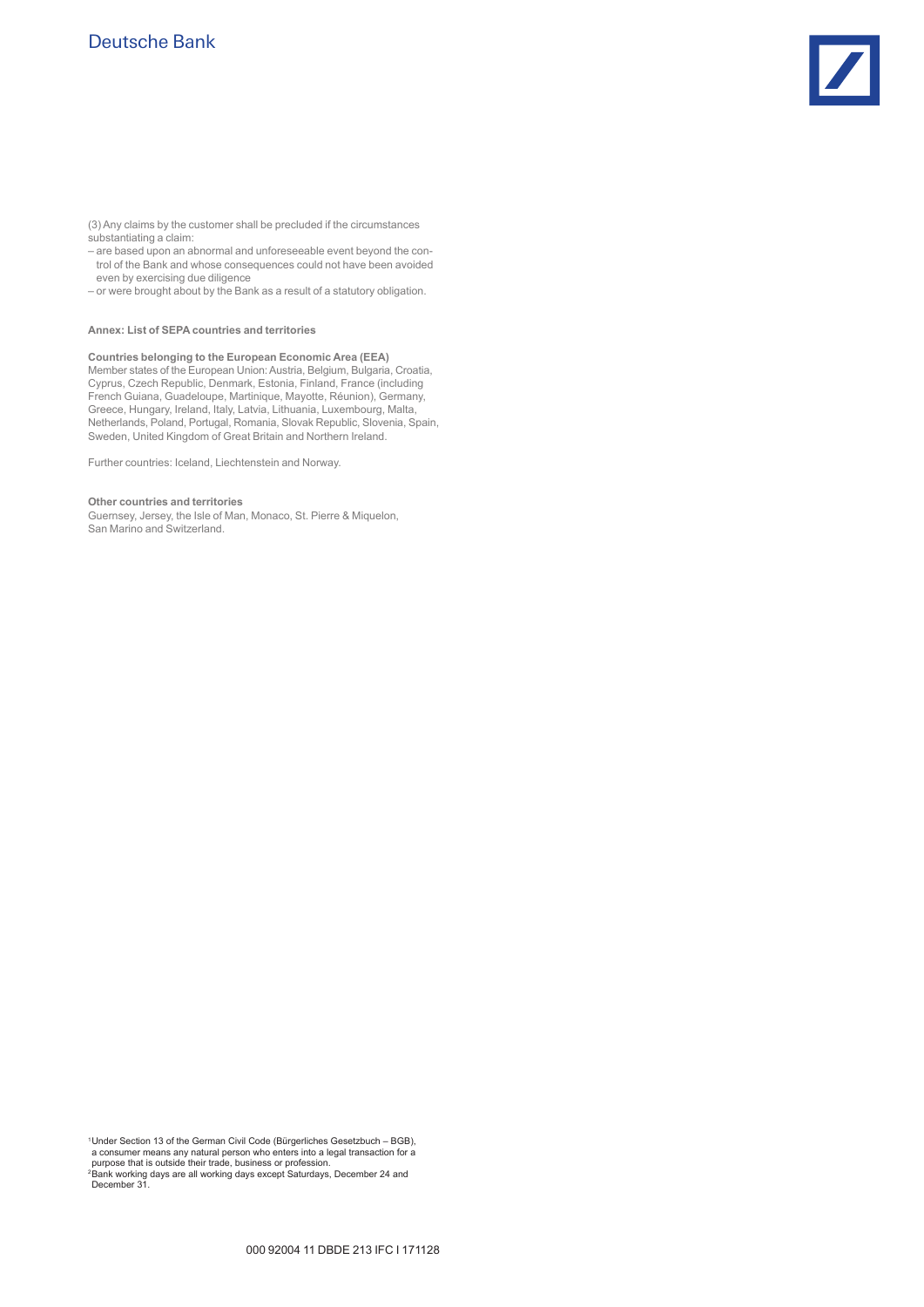(3) Any claims by the customer shall be precluded if the circumstances substantiating a claim:

- are based upon an abnormal and unforeseeable event beyond the control of the Bank and whose consequences could not have been avoided even by exercising due diligence
- or were brought about by the Bank as a result of a statutory obligation.

**Annex: List of SEPA countries and territories**

**Countries belonging to the European Economic Area (EEA)**
Member states of the European Union: Austria, Belgium, Bulgaria, Croatia, Cyprus, Czech Republic, Denmark, Estonia, Finland, France (including French Guiana, Guadeloupe, Martinique, Mayotte, Réunion), Germany, Greece, Hungary, Ireland, Italy, Latvia, Lithuania, Luxembourg, Malta, Netherlands, Poland, Portugal, Romania, Slovak Republic, Slovenia, Spain, Sweden, United Kingdom of Great Britain and Northern Ireland.

Further countries: Iceland, Liechtenstein and Norway.

**Other countries and territories**
Guernsey, Jersey, the Isle of Man, Monaco, St. Pierre & Miquelon, San Marino and Switzerland.

[1] Under Section 13 of the German Civil Code (Bürgerliches Gesetzbuch – BGB), a consumer means any natural person who enters into a legal transaction for a purpose that is outside their trade, business or profession.
[2] Bank working days are all working days except Saturdays, December 24 and December 31.

000 92004 11 DBDE 213 IFC I 171128